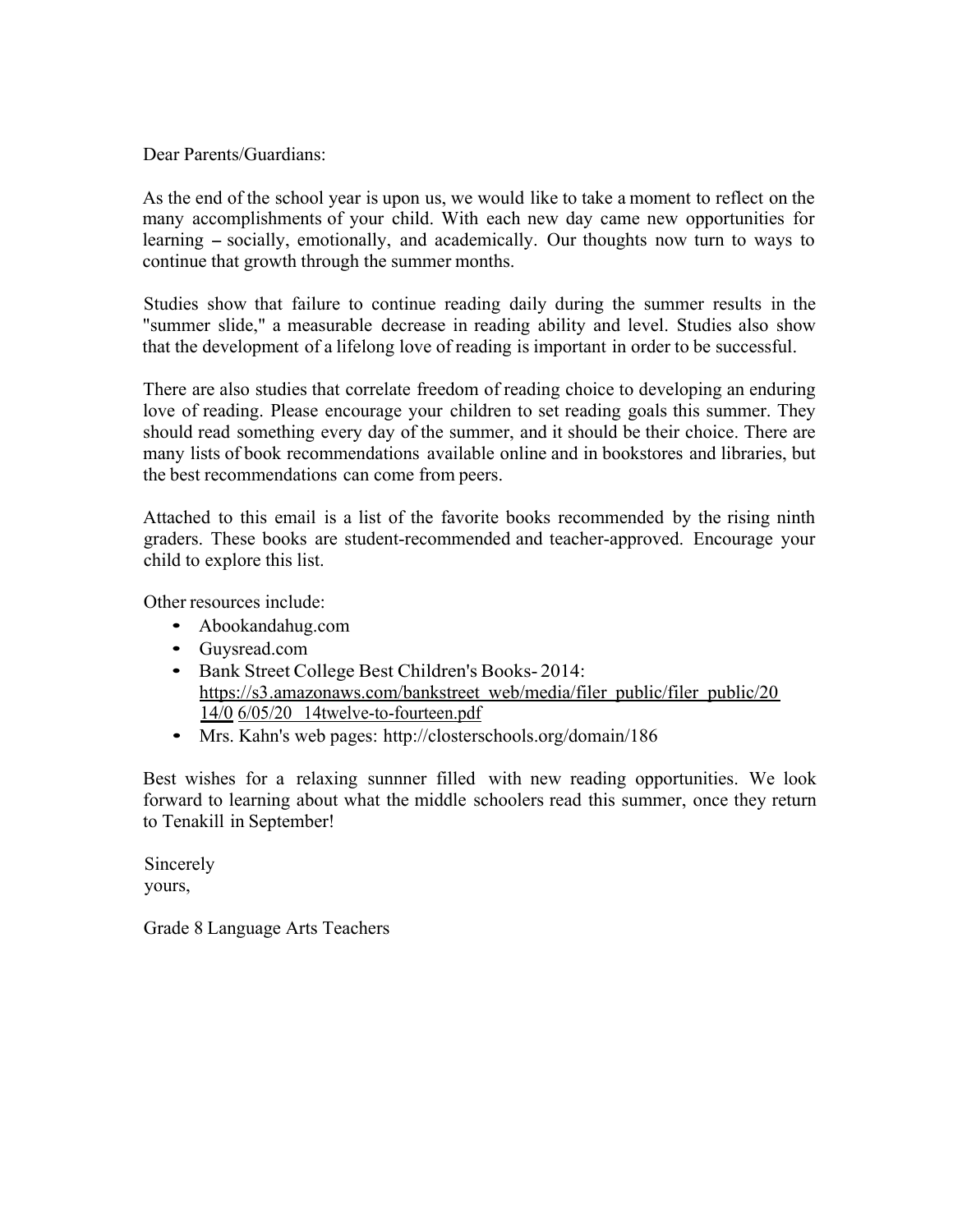Dear Parents/Guardians:

As the end of the school year is upon us, we would like to take a moment to reflect on the many accomplishments of your child. With each new day came new opportunities for learning – socially, emotionally, and academically. Our thoughts now turn to ways to continue that growth through the summer months.

Studies show that failure to continue reading daily during the summer results in the "summer slide," a measurable decrease in reading ability and level. Studies also show that the development of a lifelong love of reading is important in order to be successful.

There are also studies that correlate freedom of reading choice to developing an enduring love of reading. Please encourage your children to set reading goals this summer. They should read something every day of the summer, and it should be their choice. There are many lists of book recommendations available online and in bookstores and libraries, but the best recommendations can come from peers.

Attached to this email is a list of the favorite books recommended by the rising ninth graders. These books are student-recommended and teacher-approved. Encourage your child to explore this list.

Other resources include:

- Abookandahug.com
- Guysread.com
- Bank Street College Best Children's Books- 2014: https://s3.amazonaws.com/bankstreet_web/media/filer_public/filer_public/20 14/0 6/05/20 14twelve-to-fourteen.pdf
- Mrs. Kahn's web pages: http://closterschools.org/domain/186

Best wishes for a relaxing sunnner filled with new reading opportunities. We look forward to learning about what the middle schoolers read this summer, once they return to Tenakill in September!

Sincerely yours,

Grade 8 Language Arts Teachers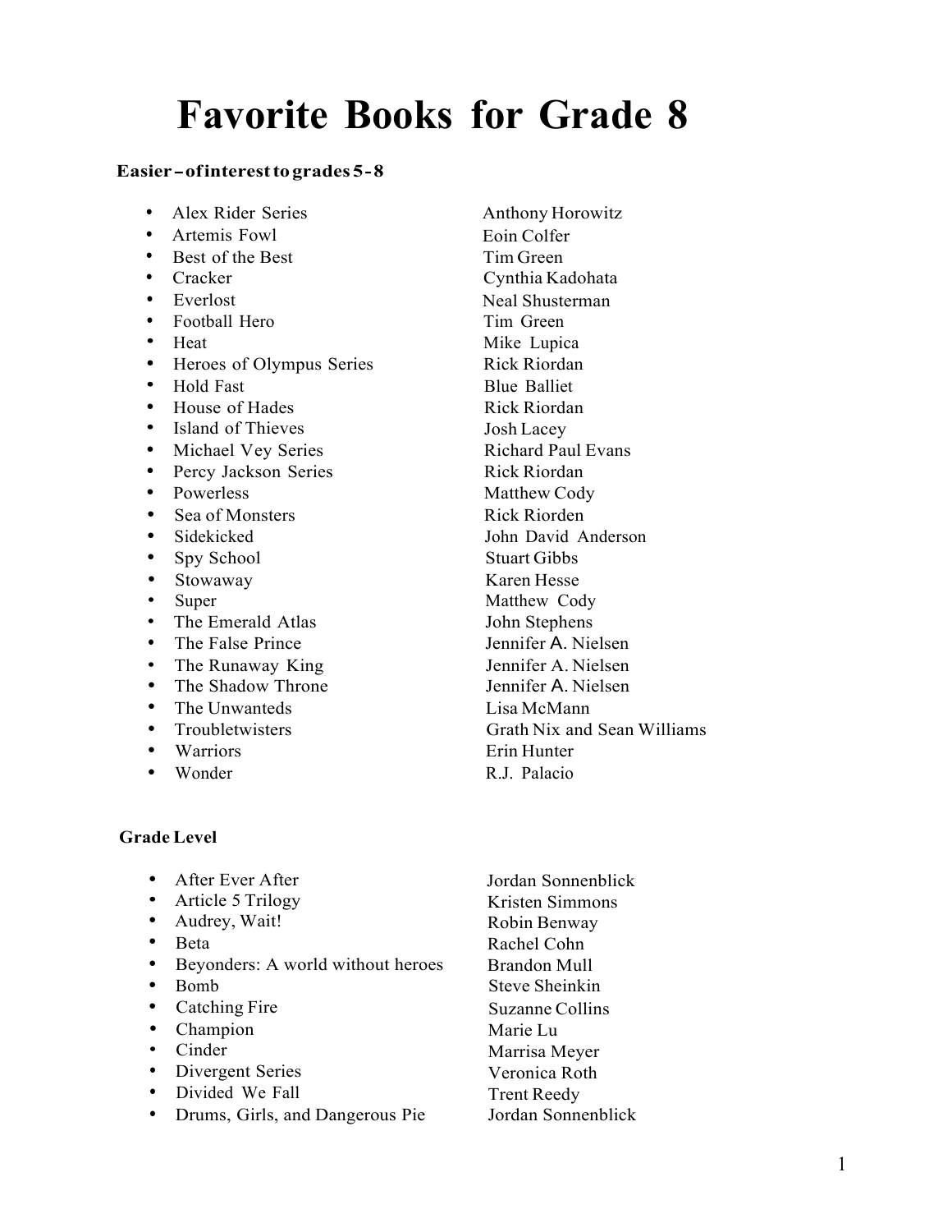# Favorite Books for Grade 8

**Easier – of interest to grades 5-8**

| Title | Author |
| --- | --- |
| Alex Rider Series | Anthony Horowitz |
| Artemis Fowl | Eoin Colfer |
| Best of the Best | Tim Green |
| Cracker | Cynthia Kadohata |
| Everlost | Neal Shusterman |
| Football Hero | Tim Green |
| Heat | Mike Lupica |
| Heroes of Olympus Series | Rick Riordan |
| Hold Fast | Blue Balliet |
| House of Hades | Rick Riordan |
| Island of Thieves | Josh Lacey |
| Michael Vey Series | Richard Paul Evans |
| Percy Jackson Series | Rick Riordan |
| Powerless | Matthew Cody |
| Sea of Monsters | Rick Riorden |
| Sidekicked | John David Anderson |
| Spy School | Stuart Gibbs |
| Stowaway | Karen Hesse |
| Super | Matthew Cody |
| The Emerald Atlas | John Stephens |
| The False Prince | Jennifer A. Nielsen |
| The Runaway King | Jennifer A. Nielsen |
| The Shadow Throne | Jennifer A. Nielsen |
| The Unwanteds | Lisa McMann |
| Troubletwisters | Grath Nix and Sean Williams |
| Warriors | Erin Hunter |
| Wonder | R.J. Palacio |

**Grade Level**

| Title | Author |
| --- | --- |
| After Ever After | Jordan Sonnenblick |
| Article 5 Trilogy | Kristen Simmons |
| Audrey, Wait! | Robin Benway |
| Beta | Rachel Cohn |
| Beyonders: A world without heroes | Brandon Mull |
| Bomb | Steve Sheinkin |
| Catching Fire | Suzanne Collins |
| Champion | Marie Lu |
| Cinder | Marrisa Meyer |
| Divergent Series | Veronica Roth |
| Divided We Fall | Trent Reedy |
| Drums, Girls, and Dangerous Pie | Jordan Sonnenblick |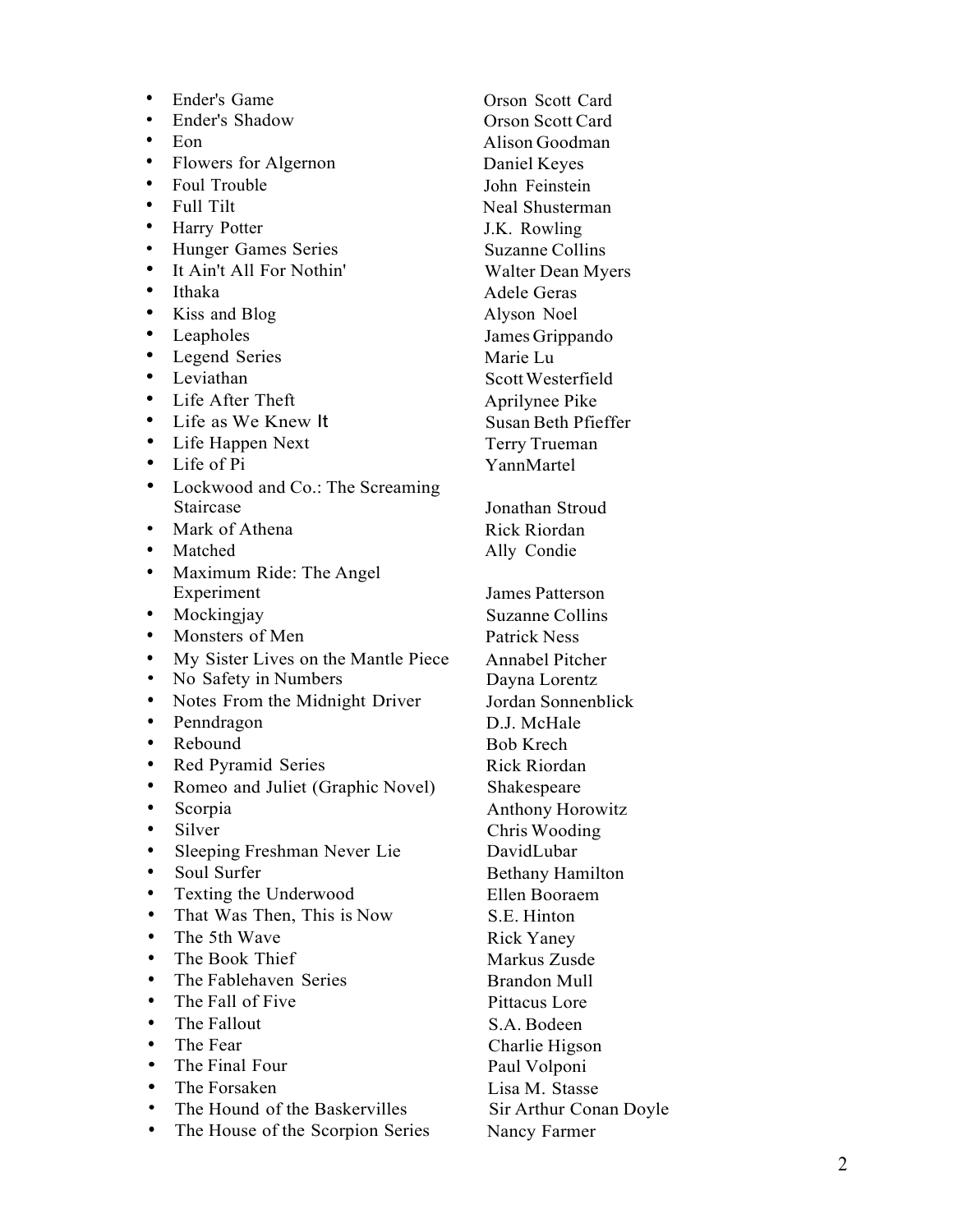- Ender's Game — Orson Scott Card
- Ender's Shadow — Orson Scott Card
- Eon — Alison Goodman
- Flowers for Algernon — Daniel Keyes
- Foul Trouble — John Feinstein
- Full Tilt — Neal Shusterman
- Harry Potter — J.K. Rowling
- Hunger Games Series — Suzanne Collins
- It Ain't All For Nothin' — Walter Dean Myers
- Ithaka — Adele Geras
- Kiss and Blog — Alyson Noel
- Leapholes — James Grippando
- Legend Series — Marie Lu
- Leviathan — Scott Westerfield
- Life After Theft — Aprilynee Pike
- Life as We Knew It — Susan Beth Pfieffer
- Life Happen Next — Terry Trueman
- Life of Pi — YannMartel
- Lockwood and Co.: The Screaming Staircase — Jonathan Stroud
- Mark of Athena — Rick Riordan
- Matched — Ally Condie
- Maximum Ride: The Angel Experiment — James Patterson
- Mockingjay — Suzanne Collins
- Monsters of Men — Patrick Ness
- My Sister Lives on the Mantle Piece — Annabel Pitcher
- No Safety in Numbers — Dayna Lorentz
- Notes From the Midnight Driver — Jordan Sonnenblick
- Penndragon — D.J. McHale
- Rebound — Bob Krech
- Red Pyramid Series — Rick Riordan
- Romeo and Juliet (Graphic Novel) — Shakespeare
- Scorpia — Anthony Horowitz
- Silver — Chris Wooding
- Sleeping Freshman Never Lie — DavidLubar
- Soul Surfer — Bethany Hamilton
- Texting the Underwood — Ellen Booraem
- That Was Then, This is Now — S.E. Hinton
- The 5th Wave — Rick Yaney
- The Book Thief — Markus Zusde
- The Fablehaven Series — Brandon Mull
- The Fall of Five — Pittacus Lore
- The Fallout — S.A. Bodeen
- The Fear — Charlie Higson
- The Final Four — Paul Volponi
- The Forsaken — Lisa M. Stasse
- The Hound of the Baskervilles — Sir Arthur Conan Doyle
- The House of the Scorpion Series — Nancy Farmer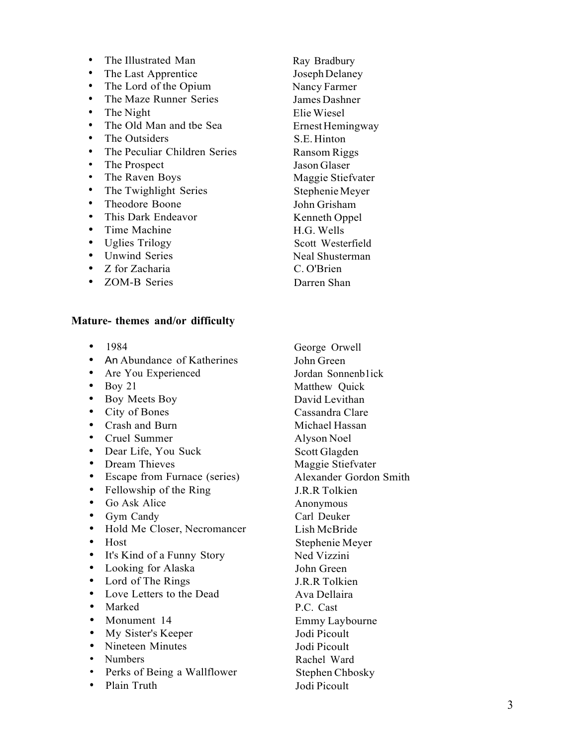- The Illustrated Man — Ray Bradbury
- The Last Apprentice — Joseph Delaney
- The Lord of the Opium — Nancy Farmer
- The Maze Runner Series — James Dashner
- The Night — Elie Wiesel
- The Old Man and tbe Sea — Ernest Hemingway
- The Outsiders — S.E. Hinton
- The Peculiar Children Series — Ransom Riggs
- The Prospect — Jason Glaser
- The Raven Boys — Maggie Stiefvater
- The Twighlight Series — Stephenie Meyer
- Theodore Boone — John Grisham
- This Dark Endeavor — Kenneth Oppel
- Time Machine — H.G. Wells
- Uglies Trilogy — Scott Westerfield
- Unwind Series — Neal Shusterman
- Z for Zacharia — C. O'Brien
- ZOM-B Series — Darren Shan

**Mature- themes and/or difficulty**

- 1984 — George Orwell
- An Abundance of Katherines — John Green
- Are You Experienced — Jordan Sonnenb1ick
- Boy 21 — Matthew Quick
- Boy Meets Boy — David Levithan
- City of Bones — Cassandra Clare
- Crash and Burn — Michael Hassan
- Cruel Summer — Alyson Noel
- Dear Life, You Suck — Scott Glagden
- Dream Thieves — Maggie Stiefvater
- Escape from Furnace (series) — Alexander Gordon Smith
- Fellowship of the Ring — J.R.R Tolkien
- Go Ask Alice — Anonymous
- Gym Candy — Carl Deuker
- Hold Me Closer, Necromancer — Lish McBride
- Host — Stephenie Meyer
- It's Kind of a Funny Story — Ned Vizzini
- Looking for Alaska — John Green
- Lord of The Rings — J.R.R Tolkien
- Love Letters to the Dead — Ava Dellaira
- Marked — P.C. Cast
- Monument 14 — Emmy Laybourne
- My Sister's Keeper — Jodi Picoult
- Nineteen Minutes — Jodi Picoult
- Numbers — Rachel Ward
- Perks of Being a Wallflower — Stephen Chbosky
- Plain Truth — Jodi Picoult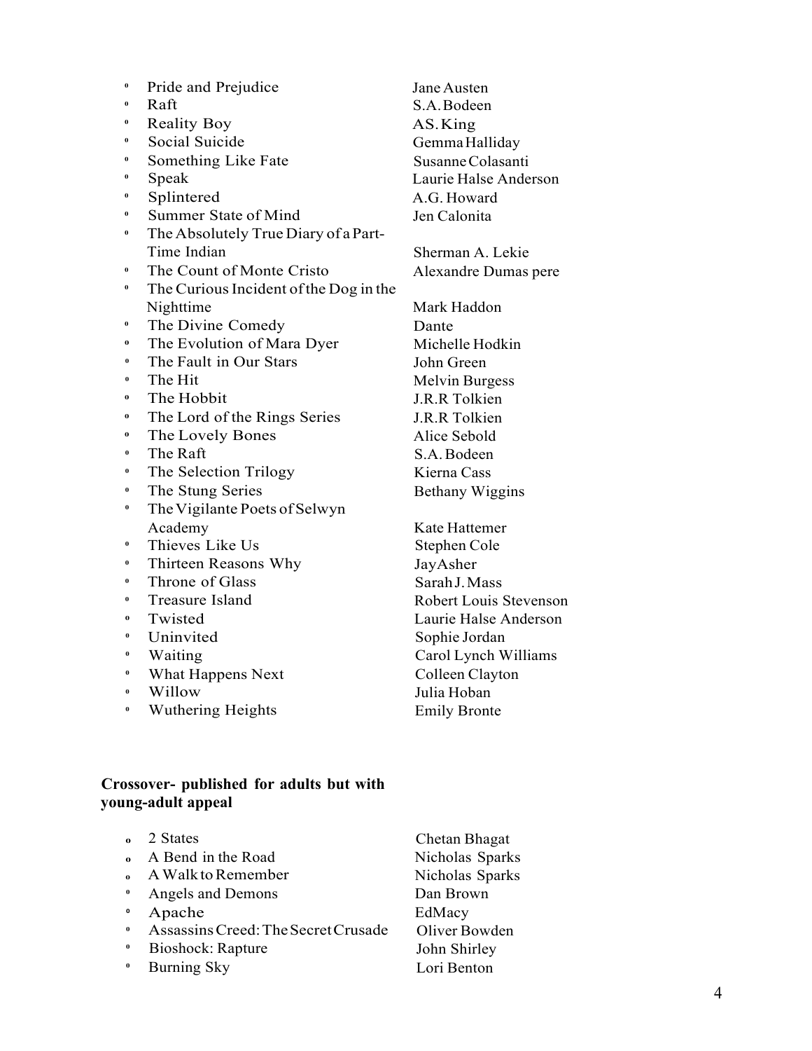- Pride and Prejudice — Jane Austen
- Raft — S.A. Bodeen
- Reality Boy — AS. King
- Social Suicide — Gemma Halliday
- Something Like Fate — Susanne Colasanti
- Speak — Laurie Halse Anderson
- Splintered — A.G. Howard
- Summer State of Mind — Jen Calonita
- The Absolutely True Diary of a Part-Time Indian — Sherman A. Lekie
- The Count of Monte Cristo — Alexandre Dumas pere
- The Curious Incident of the Dog in the Nighttime — Mark Haddon
- The Divine Comedy — Dante
- The Evolution of Mara Dyer — Michelle Hodkin
- The Fault in Our Stars — John Green
- The Hit — Melvin Burgess
- The Hobbit — J.R.R Tolkien
- The Lord of the Rings Series — J.R.R Tolkien
- The Lovely Bones — Alice Sebold
- The Raft — S.A. Bodeen
- The Selection Trilogy — Kierna Cass
- The Stung Series — Bethany Wiggins
- The Vigilante Poets of Selwyn Academy — Kate Hattemer
- Thieves Like Us — Stephen Cole
- Thirteen Reasons Why — JayAsher
- Throne of Glass — Sarah J. Mass
- Treasure Island — Robert Louis Stevenson
- Twisted — Laurie Halse Anderson
- Uninvited — Sophie Jordan
- Waiting — Carol Lynch Williams
- What Happens Next — Colleen Clayton
- Willow — Julia Hoban
- Wuthering Heights — Emily Bronte

**Crossover- published for adults but with young-adult appeal**

- 2 States — Chetan Bhagat
- A Bend in the Road — Nicholas Sparks
- A Walk to Remember — Nicholas Sparks
- Angels and Demons — Dan Brown
- Apache — EdMacy
- Assassins Creed: The Secret Crusade — Oliver Bowden
- Bioshock: Rapture — John Shirley
- Burning Sky — Lori Benton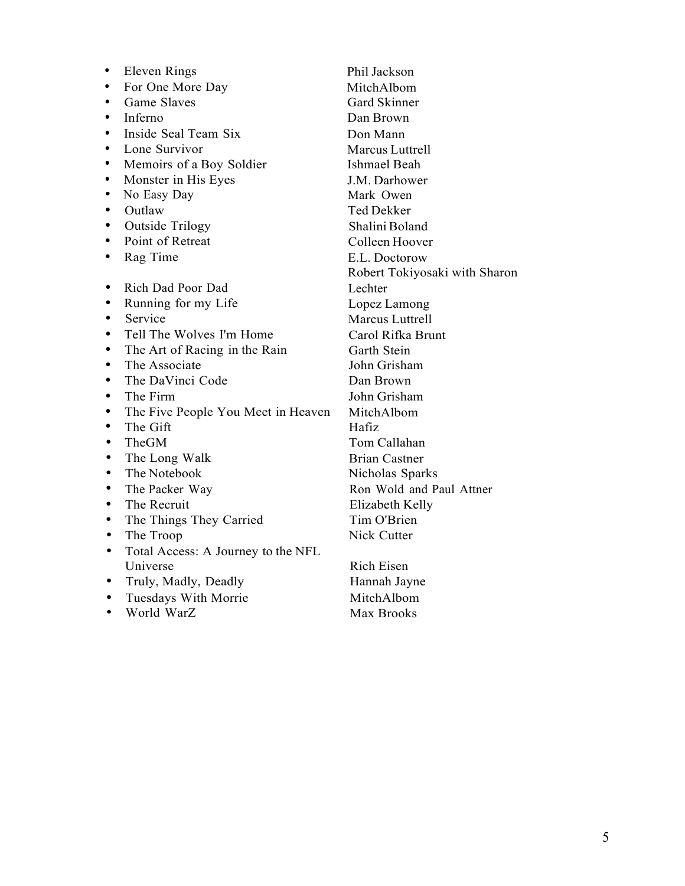| | |
|---|---|
| Eleven Rings | Phil Jackson |
| For One More Day | MitchAlbom |
| Game Slaves | Gard Skinner |
| Inferno | Dan Brown |
| Inside Seal Team Six | Don Mann |
| Lone Survivor | Marcus Luttrell |
| Memoirs of a Boy Soldier | Ishmael Beah |
| Monster in His Eyes | J.M. Darhower |
| No Easy Day | Mark Owen |
| Outlaw | Ted Dekker |
| Outside Trilogy | Shalini Boland |
| Point of Retreat | Colleen Hoover |
| Rag Time | E.L. Doctorow |
| Rich Dad Poor Dad | Robert Tokiyosaki with Sharon Lechter |
| Running for my Life | Lopez Lamong |
| Service | Marcus Luttrell |
| Tell The Wolves I'm Home | Carol Rifka Brunt |
| The Art of Racing in the Rain | Garth Stein |
| The Associate | John Grisham |
| The DaVinci Code | Dan Brown |
| The Firm | John Grisham |
| The Five People You Meet in Heaven | MitchAlbom |
| The Gift | Hafiz |
| TheGM | Tom Callahan |
| The Long Walk | Brian Castner |
| The Notebook | Nicholas Sparks |
| The Packer Way | Ron Wold and Paul Attner |
| The Recruit | Elizabeth Kelly |
| The Things They Carried | Tim O'Brien |
| The Troop | Nick Cutter |
| Total Access: A Journey to the NFL Universe | Rich Eisen |
| Truly, Madly, Deadly | Hannah Jayne |
| Tuesdays With Morrie | MitchAlbom |
| World WarZ | Max Brooks |